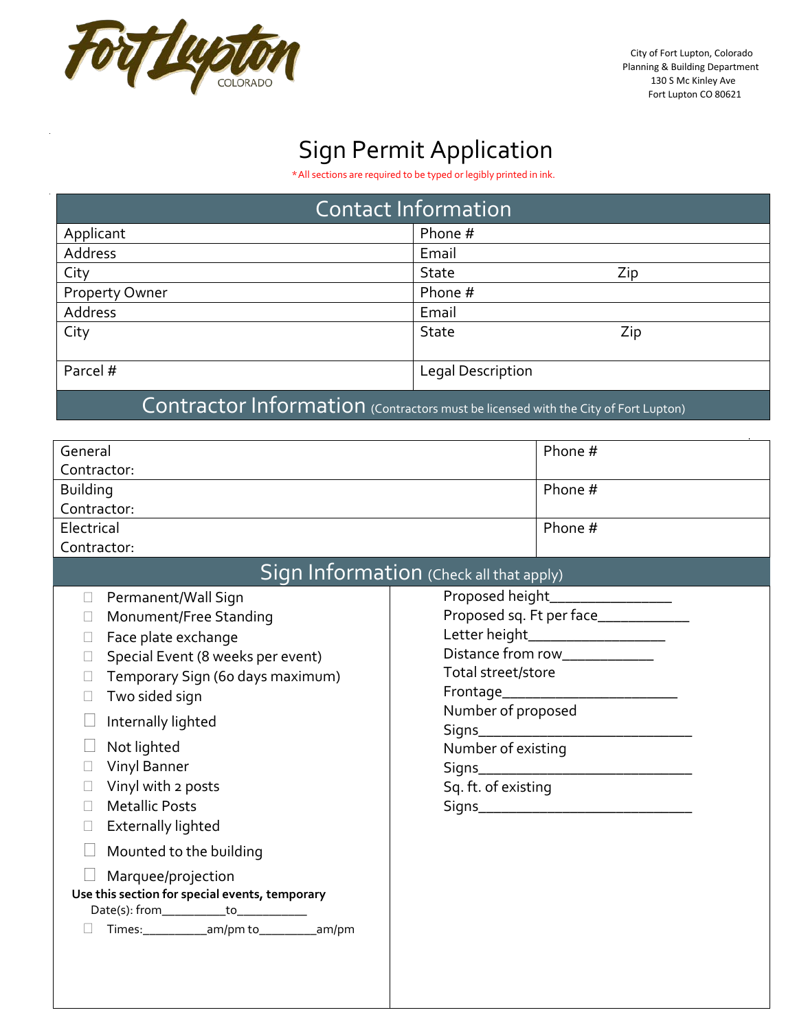Fort Lupton COLORADO

City of Fort Lupton, Colorado
Planning & Building Department
130 S Mc Kinley Ave
Fort Lupton CO 80621

# Sign Permit Application

*All sections are required to be typed or legibly printed in ink.

## Contact Information

| | | |
|---|---|---|
| Applicant | Phone # | |
| Address | Email | |
| City | State | Zip |
| Property Owner | Phone # | |
| Address | Email | |
| City | State | Zip |
| Parcel # | Legal Description | |

## Contractor Information (Contractors must be licensed with the City of Fort Lupton)

| | |
|---|---|
| General Contractor: | Phone # |
| Building Contractor: | Phone # |
| Electrical Contractor: | Phone # |

## Sign Information (Check all that apply)

- ☐ Permanent/Wall Sign
- ☐ Monument/Free Standing
- ☐ Face plate exchange
- ☐ Special Event (8 weeks per event)
- ☐ Temporary Sign (60 days maximum)
- ☐ Two sided sign
- ☐ Internally lighted
- ☐ Not lighted
- ☐ Vinyl Banner
- ☐ Vinyl with 2 posts
- ☐ Metallic Posts
- ☐ Externally lighted
- ☐ Mounted to the building
- ☐ Marquee/projection

**Use this section for special events, temporary**

Date(s): from__________to___________

☐ Times:__________am/pm to_________am/pm

Proposed height________________

Proposed sq. Ft per face____________

Letter height_________________

Distance from row____________

Total street/store Frontage_______________________

Number of proposed Signs____________________________

Number of existing Signs____________________________

Sq. ft. of existing Signs____________________________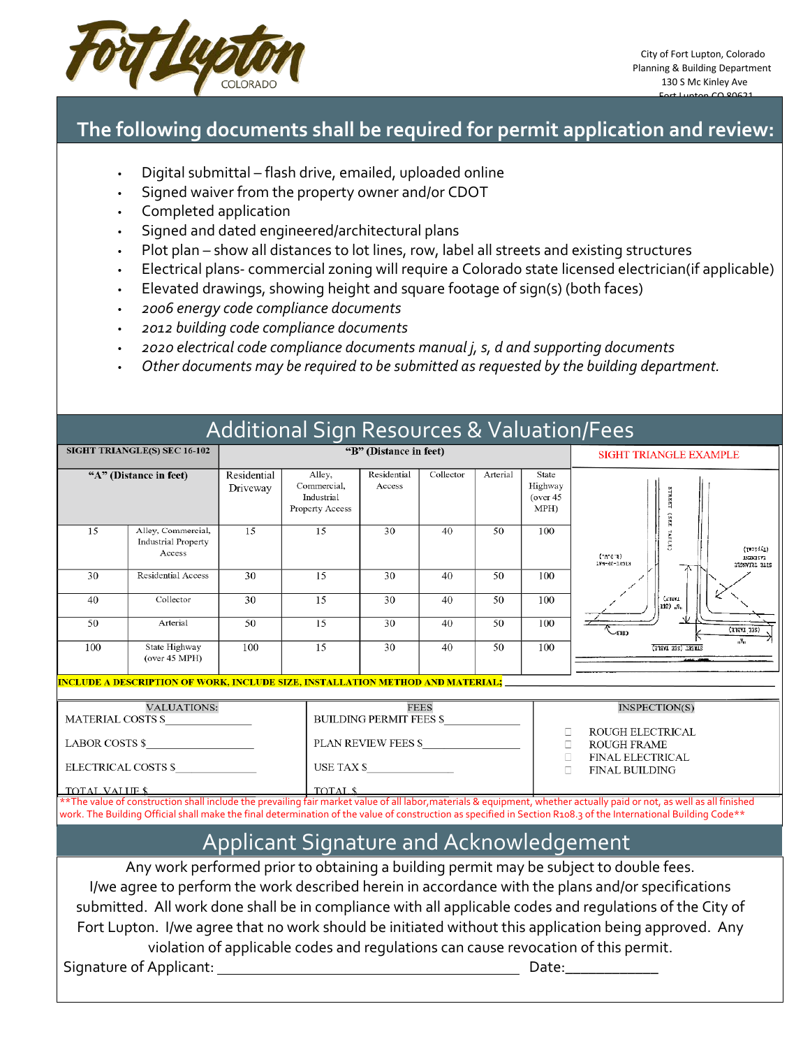City of Fort Lupton, Colorado
Planning & Building Department
130 S Mc Kinley Ave
Fort Lupton CO 80621

## The following documents shall be required for permit application and review:

- Digital submittal – flash drive, emailed, uploaded online
- Signed waiver from the property owner and/or CDOT
- Completed application
- Signed and dated engineered/architectural plans
- Plot plan – show all distances to lot lines, row, label all streets and existing structures
- Electrical plans- commercial zoning will require a Colorado state licensed electrician(if applicable)
- Elevated drawings, showing height and square footage of sign(s) (both faces)
- *2006 energy code compliance documents*
- *2012 building code compliance documents*
- *2020 electrical code compliance documents manual j, s, d and supporting documents*
- *Other documents may be required to be submitted as requested by the building department.*

## Additional Sign Resources & Valuation/Fees

| SIGHT TRIANGLE(S) SEC 16-102 | | "B" (Distance in feet) | | | | | |
|---|---|---|---|---|---|---|---|
| "A" (Distance in feet) | | Residential Driveway | Alley, Commercial, Industrial Property Access | Residential Access | Collector | Arterial | State Highway (over 45 MPH) |
| 15 | Alley, Commercial, Industrial Property Access | 15 | 15 | 30 | 40 | 50 | 100 |
| 30 | Residential Access | 30 | 15 | 30 | 40 | 50 | 100 |
| 40 | Collector | 30 | 15 | 30 | 40 | 50 | 100 |
| 50 | Arterial | 50 | 15 | 30 | 40 | 50 | 100 |
| 100 | State Highway (over 45 MPH) | 100 | 15 | 30 | 40 | 50 | 100 |

SIGHT TRIANGLE EXAMPLE

**INCLUDE A DESCRIPTION OF WORK, INCLUDE SIZE, INSTALLATION METHOD AND MATERIAL;** ______________________

| VALUATIONS: | FEES | INSPECTION(S) |
|---|---|---|
| MATERIAL COSTS $______________ | BUILDING PERMIT FEES $______________ | ☐ ROUGH ELECTRICAL |
| LABOR COSTS $______________ | PLAN REVIEW FEES $______________ | ☐ ROUGH FRAME |
| ELECTRICAL COSTS $______________ | USE TAX $______________ | ☐ FINAL ELECTRICAL |
| TOTAL VALUE $ | TOTAL $ | ☐ FINAL BUILDING |

**The value of construction shall include the prevailing fair market value of all labor,materials & equipment, whether actually paid or not, as well as all finished work. The Building Official shall make the final determination of the value of construction as specified in Section R108.3 of the International Building Code**

## Applicant Signature and Acknowledgement

Any work performed prior to obtaining a building permit may be subject to double fees.
I/we agree to perform the work described herein in accordance with the plans and/or specifications submitted. All work done shall be in compliance with all applicable codes and regulations of the City of Fort Lupton. I/we agree that no work should be initiated without this application being approved. Any violation of applicable codes and regulations can cause revocation of this permit.

Signature of Applicant: ________________________________________ Date:____________